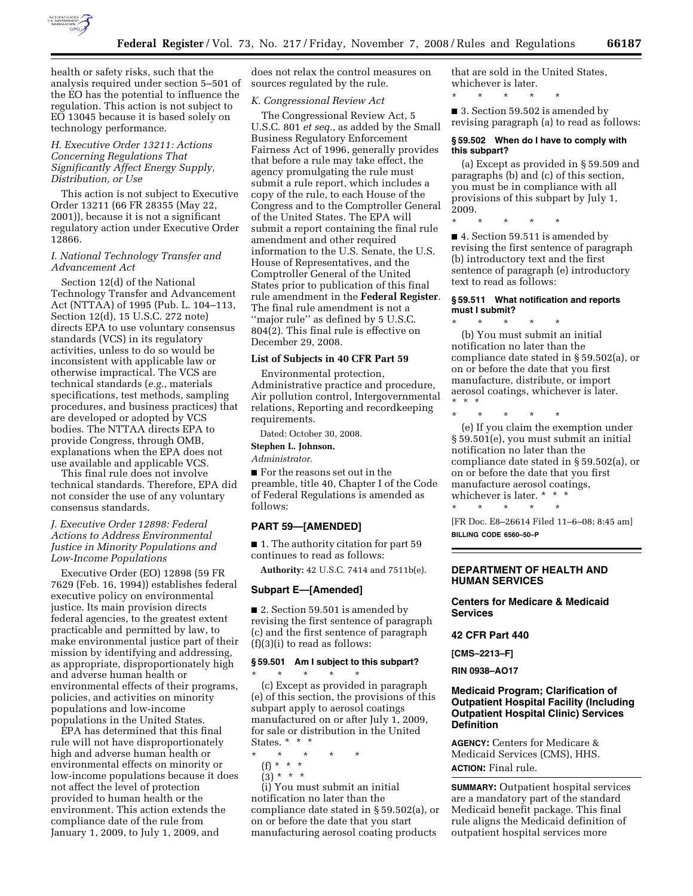health or safety risks, such that the analysis required under section 5–501 of the EO has the potential to influence the regulation. This action is not subject to EO 13045 because it is based solely on technology performance.

### H. Executive Order 13211: Actions Concerning Regulations That Significantly Affect Energy Supply, Distribution, or Use

This action is not subject to Executive Order 13211 (66 FR 28355 (May 22, 2001)), because it is not a significant regulatory action under Executive Order 12866.

### I. National Technology Transfer and Advancement Act

Section 12(d) of the National Technology Transfer and Advancement Act (NTTAA) of 1995 (Pub. L. 104–113, Section 12(d), 15 U.S.C. 272 note) directs EPA to use voluntary consensus standards (VCS) in its regulatory activities, unless to do so would be inconsistent with applicable law or otherwise impractical. The VCS are technical standards (*e.g.*, materials specifications, test methods, sampling procedures, and business practices) that are developed or adopted by VCS bodies. The NTTAA directs EPA to provide Congress, through OMB, explanations when the EPA does not use available and applicable VCS.

This final rule does not involve technical standards. Therefore, EPA did not consider the use of any voluntary consensus standards.

### J. Executive Order 12898: Federal Actions to Address Environmental Justice in Minority Populations and Low-Income Populations

Executive Order (EO) 12898 (59 FR 7629 (Feb. 16, 1994)) establishes federal executive policy on environmental justice. Its main provision directs federal agencies, to the greatest extent practicable and permitted by law, to make environmental justice part of their mission by identifying and addressing, as appropriate, disproportionately high and adverse human health or environmental effects of their programs, policies, and activities on minority populations and low-income populations in the United States.

EPA has determined that this final rule will not have disproportionately high and adverse human health or environmental effects on minority or low-income populations because it does not affect the level of protection provided to human health or the environment. This action extends the compliance date of the rule from January 1, 2009, to July 1, 2009, and does not relax the control measures on sources regulated by the rule.

### K. Congressional Review Act

The Congressional Review Act, 5 U.S.C. 801 *et seq.*, as added by the Small Business Regulatory Enforcement Fairness Act of 1996, generally provides that before a rule may take effect, the agency promulgating the rule must submit a rule report, which includes a copy of the rule, to each House of the Congress and to the Comptroller General of the United States. The EPA will submit a report containing the final rule amendment and other required information to the U.S. Senate, the U.S. House of Representatives, and the Comptroller General of the United States prior to publication of this final rule amendment in the **Federal Register**. The final rule amendment is not a "major rule" as defined by 5 U.S.C. 804(2). This final rule is effective on December 29, 2008.

**List of Subjects in 40 CFR Part 59**

Environmental protection, Administrative practice and procedure, Air pollution control, Intergovernmental relations, Reporting and recordkeeping requirements.

Dated: October 30, 2008.

**Stephen L. Johnson,**

*Administrator.*

■ For the reasons set out in the preamble, title 40, Chapter I of the Code of Federal Regulations is amended as follows:

## PART 59—[AMENDED]

■ 1. The authority citation for part 59 continues to read as follows:

**Authority:** 42 U.S.C. 7414 and 7511b(e).

## Subpart E—[Amended]

■ 2. Section 59.501 is amended by revising the first sentence of paragraph (c) and the first sentence of paragraph (f)(3)(i) to read as follows:

**§ 59.501 Am I subject to this subpart?**

\* \* \* \* \*

(c) Except as provided in paragraph (e) of this section, the provisions of this subpart apply to aerosol coatings manufactured on or after July 1, 2009, for sale or distribution in the United States. \* \* \*

\* \* \* \* \*

(f) \* \* \*

(3) \* \* \*

(i) You must submit an initial notification no later than the compliance date stated in § 59.502(a), or on or before the date that you start manufacturing aerosol coating products that are sold in the United States, whichever is later.

\* \* \* \* \*

■ 3. Section 59.502 is amended by revising paragraph (a) to read as follows:

**§ 59.502 When do I have to comply with this subpart?**

(a) Except as provided in § 59.509 and paragraphs (b) and (c) of this section, you must be in compliance with all provisions of this subpart by July 1, 2009.

\* \* \* \* \*

■ 4. Section 59.511 is amended by revising the first sentence of paragraph (b) introductory text and the first sentence of paragraph (e) introductory text to read as follows:

**§ 59.511 What notification and reports must I submit?**

\* \* \* \* \*

(b) You must submit an initial notification no later than the compliance date stated in § 59.502(a), or on or before the date that you first manufacture, distribute, or import aerosol coatings, whichever is later. \* \* \*

\* \* \* \* \*

(e) If you claim the exemption under § 59.501(e), you must submit an initial notification no later than the compliance date stated in § 59.502(a), or on or before the date that you first manufacture aerosol coatings, whichever is later. \* \* \*

\* \* \* \* \*

[FR Doc. E8–26614 Filed 11–6–08; 8:45 am]

**BILLING CODE 6560–50–P**

---

## DEPARTMENT OF HEALTH AND HUMAN SERVICES

### Centers for Medicare & Medicaid Services

### 42 CFR Part 440

**[CMS–2213–F]**

**RIN 0938–AO17**

### Medicaid Program; Clarification of Outpatient Hospital Facility (Including Outpatient Hospital Clinic) Services Definition

**AGENCY:** Centers for Medicare & Medicaid Services (CMS), HHS.

**ACTION:** Final rule.

**SUMMARY:** Outpatient hospital services are a mandatory part of the standard Medicaid benefit package. This final rule aligns the Medicaid definition of outpatient hospital services more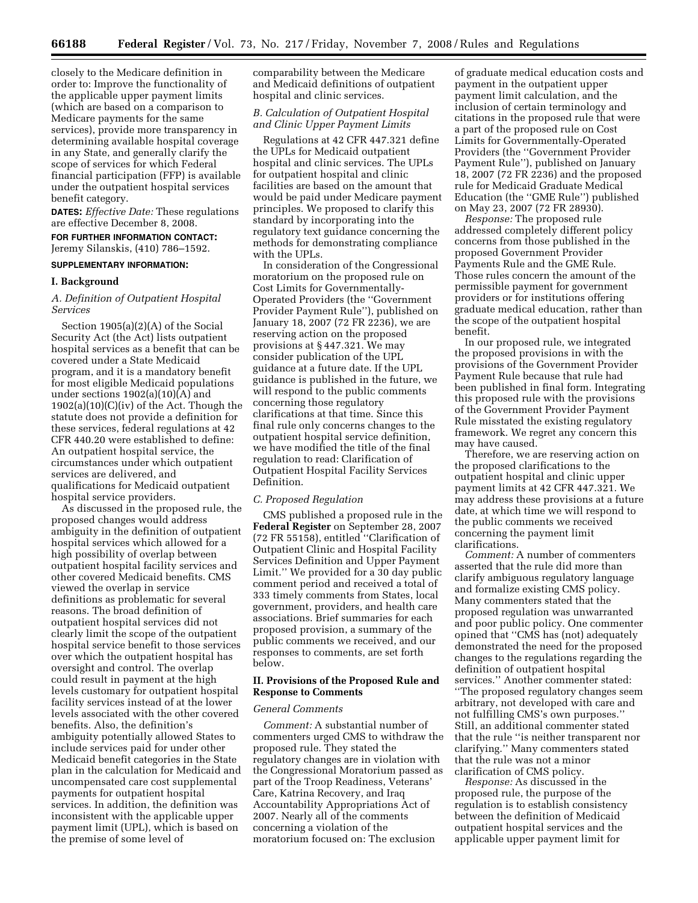closely to the Medicare definition in order to: Improve the functionality of the applicable upper payment limits (which are based on a comparison to Medicare payments for the same services), provide more transparency in determining available hospital coverage in any State, and generally clarify the scope of services for which Federal financial participation (FFP) is available under the outpatient hospital services benefit category.

**DATES:** *Effective Date:* These regulations are effective December 8, 2008.

**FOR FURTHER INFORMATION CONTACT:** Jeremy Silanskis, (410) 786–1592.

**SUPPLEMENTARY INFORMATION:**

## I. Background

### *A. Definition of Outpatient Hospital Services*

Section 1905(a)(2)(A) of the Social Security Act (the Act) lists outpatient hospital services as a benefit that can be covered under a State Medicaid program, and it is a mandatory benefit for most eligible Medicaid populations under sections 1902(a)(10)(A) and 1902(a)(10)(C)(iv) of the Act. Though the statute does not provide a definition for these services, federal regulations at 42 CFR 440.20 were established to define: An outpatient hospital service, the circumstances under which outpatient services are delivered, and qualifications for Medicaid outpatient hospital service providers.

As discussed in the proposed rule, the proposed changes would address ambiguity in the definition of outpatient hospital services which allowed for a high possibility of overlap between outpatient hospital facility services and other covered Medicaid benefits. CMS viewed the overlap in service definitions as problematic for several reasons. The broad definition of outpatient hospital services did not clearly limit the scope of the outpatient hospital service benefit to those services over which the outpatient hospital has oversight and control. The overlap could result in payment at the high levels customary for outpatient hospital facility services instead of at the lower levels associated with the other covered benefits. Also, the definition's ambiguity potentially allowed States to include services paid for under other Medicaid benefit categories in the State plan in the calculation for Medicaid and uncompensated care cost supplemental payments for outpatient hospital services. In addition, the definition was inconsistent with the applicable upper payment limit (UPL), which is based on the premise of some level of comparability between the Medicare and Medicaid definitions of outpatient hospital and clinic services.

### *B. Calculation of Outpatient Hospital and Clinic Upper Payment Limits*

Regulations at 42 CFR 447.321 define the UPLs for Medicaid outpatient hospital and clinic services. The UPLs for outpatient hospital and clinic facilities are based on the amount that would be paid under Medicare payment principles. We proposed to clarify this standard by incorporating into the regulatory text guidance concerning the methods for demonstrating compliance with the UPLs.

In consideration of the Congressional moratorium on the proposed rule on Cost Limits for Governmentally-Operated Providers (the "Government Provider Payment Rule"), published on January 18, 2007 (72 FR 2236), we are reserving action on the proposed provisions at § 447.321. We may consider publication of the UPL guidance at a future date. If the UPL guidance is published in the future, we will respond to the public comments concerning those regulatory clarifications at that time. Since this final rule only concerns changes to the outpatient hospital service definition, we have modified the title of the final regulation to read: Clarification of Outpatient Hospital Facility Services Definition.

### *C. Proposed Regulation*

CMS published a proposed rule in the **Federal Register** on September 28, 2007 (72 FR 55158), entitled "Clarification of Outpatient Clinic and Hospital Facility Services Definition and Upper Payment Limit." We provided for a 30 day public comment period and received a total of 333 timely comments from States, local government, providers, and health care associations. Brief summaries for each proposed provision, a summary of the public comments we received, and our responses to comments, are set forth below.

## II. Provisions of the Proposed Rule and Response to Comments

### *General Comments*

*Comment:* A substantial number of commenters urged CMS to withdraw the proposed rule. They stated the regulatory changes are in violation with the Congressional Moratorium passed as part of the Troop Readiness, Veterans' Care, Katrina Recovery, and Iraq Accountability Appropriations Act of 2007. Nearly all of the comments concerning a violation of the moratorium focused on: The exclusion of graduate medical education costs and payment in the outpatient upper payment limit calculation, and the inclusion of certain terminology and citations in the proposed rule that were a part of the proposed rule on Cost Limits for Governmentally-Operated Providers (the "Government Provider Payment Rule"), published on January 18, 2007 (72 FR 2236) and the proposed rule for Medicaid Graduate Medical Education (the "GME Rule") published on May 23, 2007 (72 FR 28930).

*Response:* The proposed rule addressed completely different policy concerns from those published in the proposed Government Provider Payments Rule and the GME Rule. Those rules concern the amount of the permissible payment for government providers or for institutions offering graduate medical education, rather than the scope of the outpatient hospital benefit.

In our proposed rule, we integrated the proposed provisions in with the provisions of the Government Provider Payment Rule because that rule had been published in final form. Integrating this proposed rule with the provisions of the Government Provider Payment Rule misstated the existing regulatory framework. We regret any concern this may have caused.

Therefore, we are reserving action on the proposed clarifications to the outpatient hospital and clinic upper payment limits at 42 CFR 447.321. We may address these provisions at a future date, at which time we will respond to the public comments we received concerning the payment limit clarifications.

*Comment:* A number of commenters asserted that the rule did more than clarify ambiguous regulatory language and formalize existing CMS policy. Many commenters stated that the proposed regulation was unwarranted and poor public policy. One commenter opined that "CMS has (not) adequately demonstrated the need for the proposed changes to the regulations regarding the definition of outpatient hospital services." Another commenter stated: "The proposed regulatory changes seem arbitrary, not developed with care and not fulfilling CMS's own purposes." Still, an additional commenter stated that the rule "is neither transparent nor clarifying." Many commenters stated that the rule was not a minor clarification of CMS policy.

*Response:* As discussed in the proposed rule, the purpose of the regulation is to establish consistency between the definition of Medicaid outpatient hospital services and the applicable upper payment limit for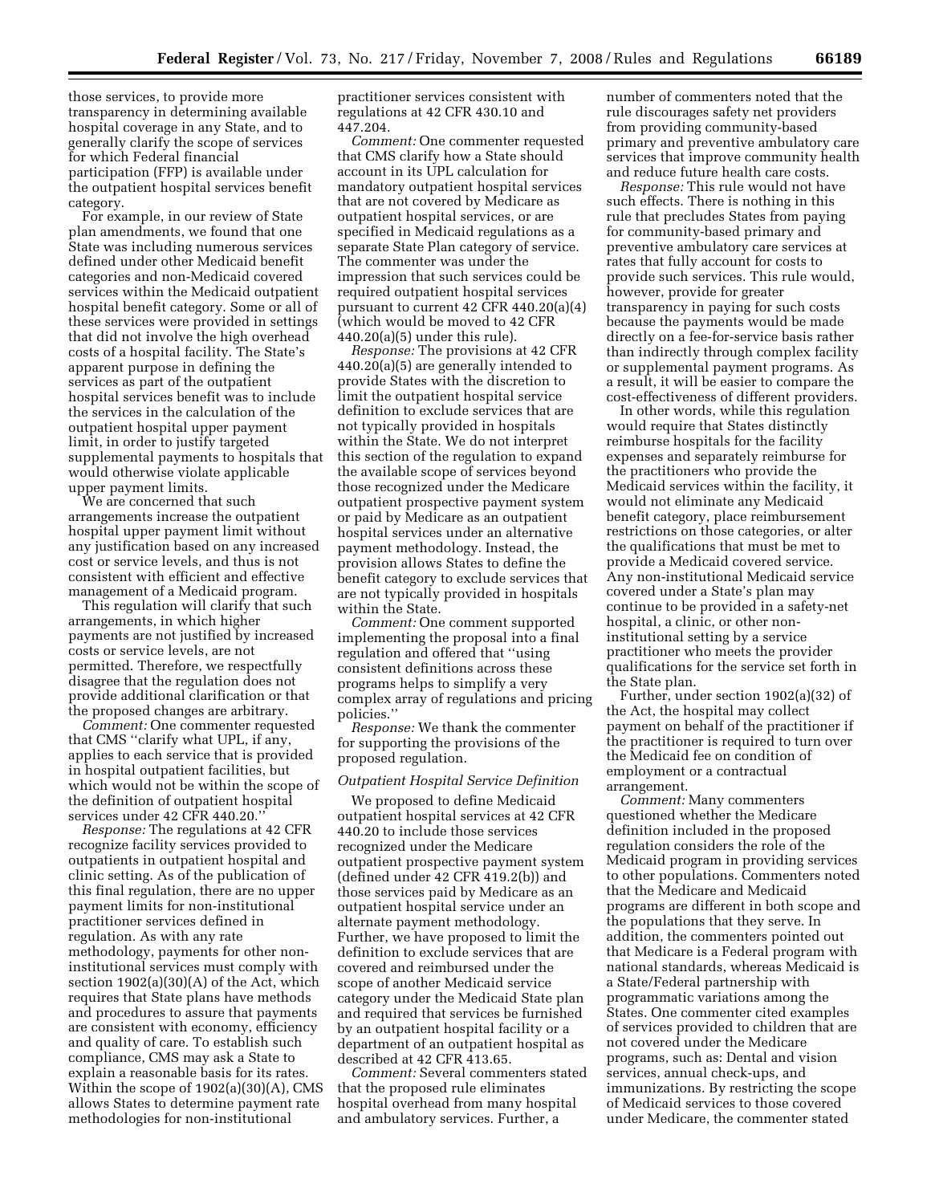those services, to provide more transparency in determining available hospital coverage in any State, and to generally clarify the scope of services for which Federal financial participation (FFP) is available under the outpatient hospital services benefit category.

For example, in our review of State plan amendments, we found that one State was including numerous services defined under other Medicaid benefit categories and non-Medicaid covered services within the Medicaid outpatient hospital benefit category. Some or all of these services were provided in settings that did not involve the high overhead costs of a hospital facility. The State's apparent purpose in defining the services as part of the outpatient hospital services benefit was to include the services in the calculation of the outpatient hospital upper payment limit, in order to justify targeted supplemental payments to hospitals that would otherwise violate applicable upper payment limits.

We are concerned that such arrangements increase the outpatient hospital upper payment limit without any justification based on any increased cost or service levels, and thus is not consistent with efficient and effective management of a Medicaid program.

This regulation will clarify that such arrangements, in which higher payments are not justified by increased costs or service levels, are not permitted. Therefore, we respectfully disagree that the regulation does not provide additional clarification or that the proposed changes are arbitrary.

*Comment:* One commenter requested that CMS "clarify what UPL, if any, applies to each service that is provided in hospital outpatient facilities, but which would not be within the scope of the definition of outpatient hospital services under 42 CFR 440.20."

*Response:* The regulations at 42 CFR recognize facility services provided to outpatients in outpatient hospital and clinic setting. As of the publication of this final regulation, there are no upper payment limits for non-institutional practitioner services defined in regulation. As with any rate methodology, payments for other non-institutional services must comply with section 1902(a)(30)(A) of the Act, which requires that State plans have methods and procedures to assure that payments are consistent with economy, efficiency and quality of care. To establish such compliance, CMS may ask a State to explain a reasonable basis for its rates. Within the scope of 1902(a)(30)(A), CMS allows States to determine payment rate methodologies for non-institutional practitioner services consistent with regulations at 42 CFR 430.10 and 447.204.

*Comment:* One commenter requested that CMS clarify how a State should account in its UPL calculation for mandatory outpatient hospital services that are not covered by Medicare as outpatient hospital services, or are specified in Medicaid regulations as a separate State Plan category of service. The commenter was under the impression that such services could be required outpatient hospital services pursuant to current 42 CFR 440.20(a)(4) (which would be moved to 42 CFR 440.20(a)(5) under this rule).

*Response:* The provisions at 42 CFR 440.20(a)(5) are generally intended to provide States with the discretion to limit the outpatient hospital service definition to exclude services that are not typically provided in hospitals within the State. We do not interpret this section of the regulation to expand the available scope of services beyond those recognized under the Medicare outpatient prospective payment system or paid by Medicare as an outpatient hospital services under an alternative payment methodology. Instead, the provision allows States to define the benefit category to exclude services that are not typically provided in hospitals within the State.

*Comment:* One comment supported implementing the proposal into a final regulation and offered that "using consistent definitions across these programs helps to simplify a very complex array of regulations and pricing policies."

*Response:* We thank the commenter for supporting the provisions of the proposed regulation.

### *Outpatient Hospital Service Definition*

We proposed to define Medicaid outpatient hospital services at 42 CFR 440.20 to include those services recognized under the Medicare outpatient prospective payment system (defined under 42 CFR 419.2(b)) and those services paid by Medicare as an outpatient hospital service under an alternate payment methodology. Further, we have proposed to limit the definition to exclude services that are covered and reimbursed under the scope of another Medicaid service category under the Medicaid State plan and required that services be furnished by an outpatient hospital facility or a department of an outpatient hospital as described at 42 CFR 413.65.

*Comment:* Several commenters stated that the proposed rule eliminates hospital overhead from many hospital and ambulatory services. Further, a number of commenters noted that the rule discourages safety net providers from providing community-based primary and preventive ambulatory care services that improve community health and reduce future health care costs.

*Response:* This rule would not have such effects. There is nothing in this rule that precludes States from paying for community-based primary and preventive ambulatory care services at rates that fully account for costs to provide such services. This rule would, however, provide for greater transparency in paying for such costs because the payments would be made directly on a fee-for-service basis rather than indirectly through complex facility or supplemental payment programs. As a result, it will be easier to compare the cost-effectiveness of different providers.

In other words, while this regulation would require that States distinctly reimburse hospitals for the facility expenses and separately reimburse for the practitioners who provide the Medicaid services within the facility, it would not eliminate any Medicaid benefit category, place reimbursement restrictions on those categories, or alter the qualifications that must be met to provide a Medicaid covered service. Any non-institutional Medicaid service covered under a State's plan may continue to be provided in a safety-net hospital, a clinic, or other non-institutional setting by a service practitioner who meets the provider qualifications for the service set forth in the State plan.

Further, under section 1902(a)(32) of the Act, the hospital may collect payment on behalf of the practitioner if the practitioner is required to turn over the Medicaid fee on condition of employment or a contractual arrangement.

*Comment:* Many commenters questioned whether the Medicare definition included in the proposed regulation considers the role of the Medicaid program in providing services to other populations. Commenters noted that the Medicare and Medicaid programs are different in both scope and the populations that they serve. In addition, the commenters pointed out that Medicare is a Federal program with national standards, whereas Medicaid is a State/Federal partnership with programmatic variations among the States. One commenter cited examples of services provided to children that are not covered under the Medicare programs, such as: Dental and vision services, annual check-ups, and immunizations. By restricting the scope of Medicaid services to those covered under Medicare, the commenter stated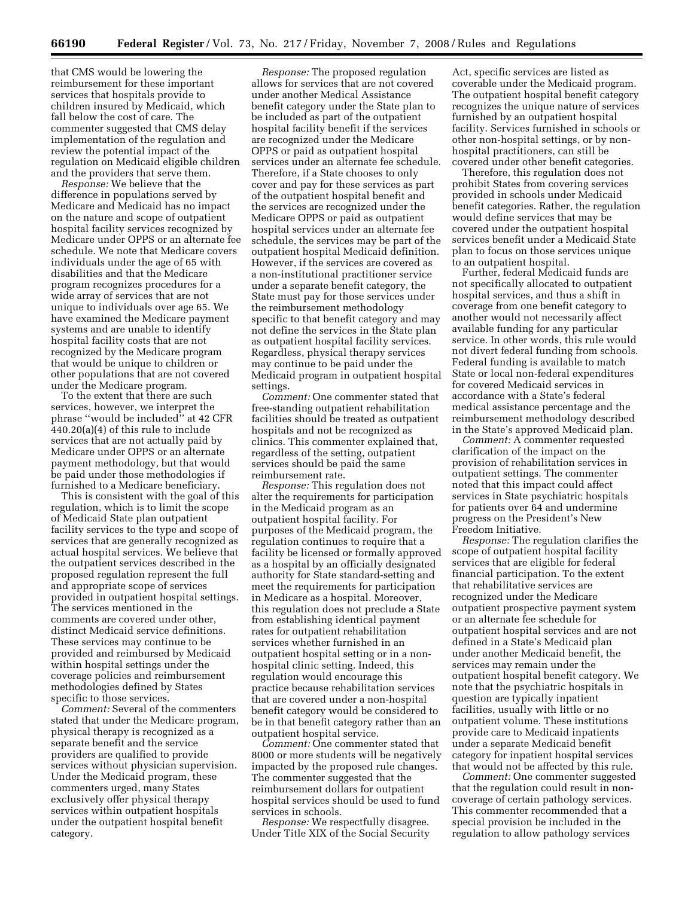that CMS would be lowering the reimbursement for these important services that hospitals provide to children insured by Medicaid, which fall below the cost of care. The commenter suggested that CMS delay implementation of the regulation and review the potential impact of the regulation on Medicaid eligible children and the providers that serve them.

*Response:* We believe that the difference in populations served by Medicare and Medicaid has no impact on the nature and scope of outpatient hospital facility services recognized by Medicare under OPPS or an alternate fee schedule. We note that Medicare covers individuals under the age of 65 with disabilities and that the Medicare program recognizes procedures for a wide array of services that are not unique to individuals over age 65. We have examined the Medicare payment systems and are unable to identify hospital facility costs that are not recognized by the Medicare program that would be unique to children or other populations that are not covered under the Medicare program.

To the extent that there are such services, however, we interpret the phrase ''would be included'' at 42 CFR 440.20(a)(4) of this rule to include services that are not actually paid by Medicare under OPPS or an alternate payment methodology, but that would be paid under those methodologies if furnished to a Medicare beneficiary.

This is consistent with the goal of this regulation, which is to limit the scope of Medicaid State plan outpatient facility services to the type and scope of services that are generally recognized as actual hospital services. We believe that the outpatient services described in the proposed regulation represent the full and appropriate scope of services provided in outpatient hospital settings. The services mentioned in the comments are covered under other, distinct Medicaid service definitions. These services may continue to be provided and reimbursed by Medicaid within hospital settings under the coverage policies and reimbursement methodologies defined by States specific to those services.

*Comment:* Several of the commenters stated that under the Medicare program, physical therapy is recognized as a separate benefit and the service providers are qualified to provide services without physician supervision. Under the Medicaid program, these commenters urged, many States exclusively offer physical therapy services within outpatient hospitals under the outpatient hospital benefit category.

*Response:* The proposed regulation allows for services that are not covered under another Medical Assistance benefit category under the State plan to be included as part of the outpatient hospital facility benefit if the services are recognized under the Medicare OPPS or paid as outpatient hospital services under an alternate fee schedule. Therefore, if a State chooses to only cover and pay for these services as part of the outpatient hospital benefit and the services are recognized under the Medicare OPPS or paid as outpatient hospital services under an alternate fee schedule, the services may be part of the outpatient hospital Medicaid definition. However, if the services are covered as a non-institutional practitioner service under a separate benefit category, the State must pay for those services under the reimbursement methodology specific to that benefit category and may not define the services in the State plan as outpatient hospital facility services. Regardless, physical therapy services may continue to be paid under the Medicaid program in outpatient hospital settings.

*Comment:* One commenter stated that free-standing outpatient rehabilitation facilities should be treated as outpatient hospitals and not be recognized as clinics. This commenter explained that, regardless of the setting, outpatient services should be paid the same reimbursement rate.

*Response:* This regulation does not alter the requirements for participation in the Medicaid program as an outpatient hospital facility. For purposes of the Medicaid program, the regulation continues to require that a facility be licensed or formally approved as a hospital by an officially designated authority for State standard-setting and meet the requirements for participation in Medicare as a hospital. Moreover, this regulation does not preclude a State from establishing identical payment rates for outpatient rehabilitation services whether furnished in an outpatient hospital setting or in a non-hospital clinic setting. Indeed, this regulation would encourage this practice because rehabilitation services that are covered under a non-hospital benefit category would be considered to be in that benefit category rather than an outpatient hospital service.

*Comment:* One commenter stated that 8000 or more students will be negatively impacted by the proposed rule changes. The commenter suggested that the reimbursement dollars for outpatient hospital services should be used to fund services in schools.

*Response:* We respectfully disagree. Under Title XIX of the Social Security Act, specific services are listed as coverable under the Medicaid program. The outpatient hospital benefit category recognizes the unique nature of services furnished by an outpatient hospital facility. Services furnished in schools or other non-hospital settings, or by non-hospital practitioners, can still be covered under other benefit categories.

Therefore, this regulation does not prohibit States from covering services provided in schools under Medicaid benefit categories. Rather, the regulation would define services that may be covered under the outpatient hospital services benefit under a Medicaid State plan to focus on those services unique to an outpatient hospital.

Further, federal Medicaid funds are not specifically allocated to outpatient hospital services, and thus a shift in coverage from one benefit category to another would not necessarily affect available funding for any particular service. In other words, this rule would not divert federal funding from schools. Federal funding is available to match State or local non-federal expenditures for covered Medicaid services in accordance with a State's federal medical assistance percentage and the reimbursement methodology described in the State's approved Medicaid plan.

*Comment:* A commenter requested clarification of the impact on the provision of rehabilitation services in outpatient settings. The commenter noted that this impact could affect services in State psychiatric hospitals for patients over 64 and undermine progress on the President's New Freedom Initiative.

*Response:* The regulation clarifies the scope of outpatient hospital facility services that are eligible for federal financial participation. To the extent that rehabilitative services are recognized under the Medicare outpatient prospective payment system or an alternate fee schedule for outpatient hospital services and are not defined in a State's Medicaid plan under another Medicaid benefit, the services may remain under the outpatient hospital benefit category. We note that the psychiatric hospitals in question are typically inpatient facilities, usually with little or no outpatient volume. These institutions provide care to Medicaid inpatients under a separate Medicaid benefit category for inpatient hospital services that would not be affected by this rule.

*Comment:* One commenter suggested that the regulation could result in non-coverage of certain pathology services. This commenter recommended that a special provision be included in the regulation to allow pathology services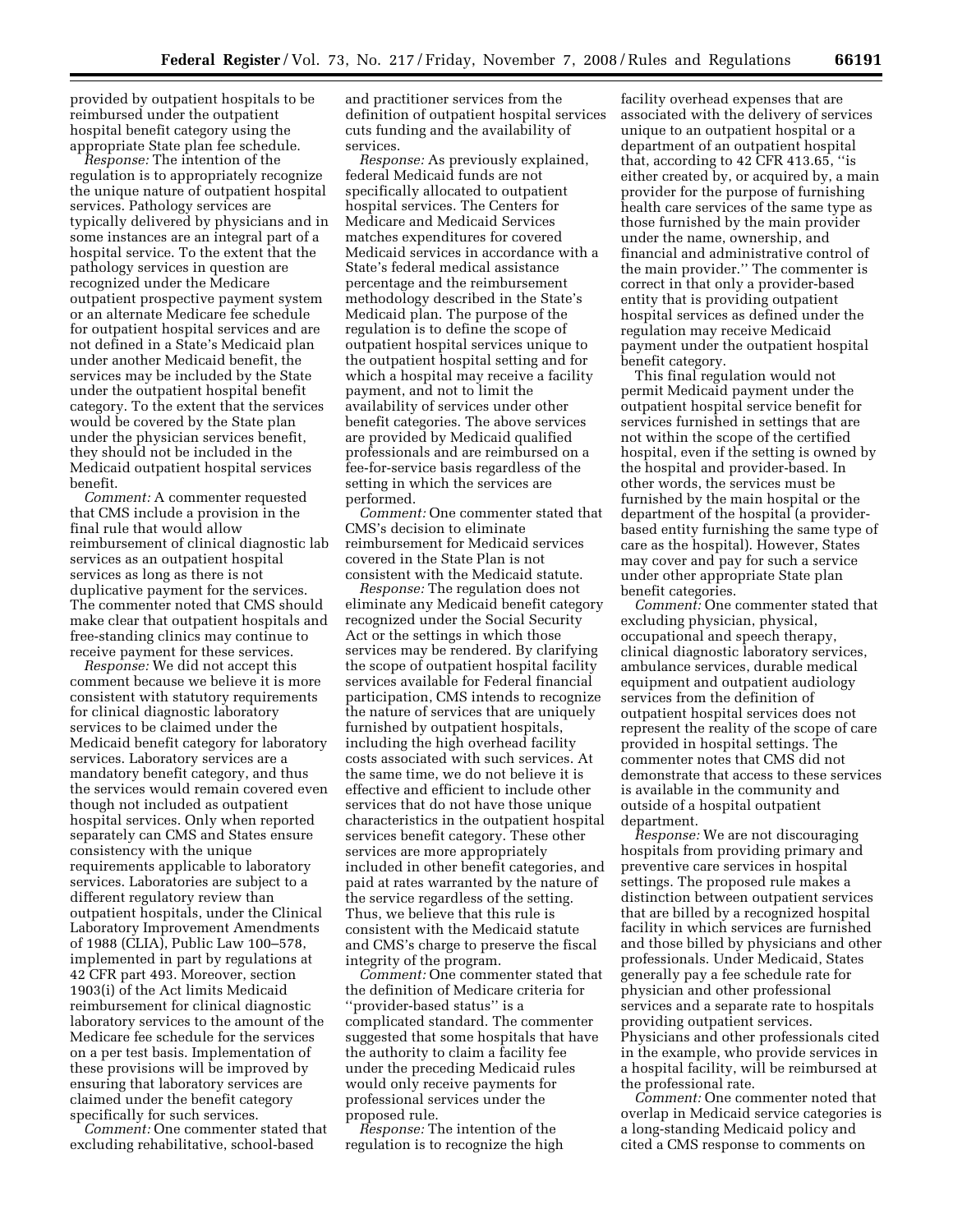provided by outpatient hospitals to be reimbursed under the outpatient hospital benefit category using the appropriate State plan fee schedule.

*Response:* The intention of the regulation is to appropriately recognize the unique nature of outpatient hospital services. Pathology services are typically delivered by physicians and in some instances are an integral part of a hospital service. To the extent that the pathology services in question are recognized under the Medicare outpatient prospective payment system or an alternate Medicare fee schedule for outpatient hospital services and are not defined in a State's Medicaid plan under another Medicaid benefit, the services may be included by the State under the outpatient hospital benefit category. To the extent that the services would be covered by the State plan under the physician services benefit, they should not be included in the Medicaid outpatient hospital services benefit.

*Comment:* A commenter requested that CMS include a provision in the final rule that would allow reimbursement of clinical diagnostic lab services as an outpatient hospital services as long as there is not duplicative payment for the services. The commenter noted that CMS should make clear that outpatient hospitals and free-standing clinics may continue to receive payment for these services.

*Response:* We did not accept this comment because we believe it is more consistent with statutory requirements for clinical diagnostic laboratory services to be claimed under the Medicaid benefit category for laboratory services. Laboratory services are a mandatory benefit category, and thus the services would remain covered even though not included as outpatient hospital services. Only when reported separately can CMS and States ensure consistency with the unique requirements applicable to laboratory services. Laboratories are subject to a different regulatory review than outpatient hospitals, under the Clinical Laboratory Improvement Amendments of 1988 (CLIA), Public Law 100–578, implemented in part by regulations at 42 CFR part 493. Moreover, section 1903(i) of the Act limits Medicaid reimbursement for clinical diagnostic laboratory services to the amount of the Medicare fee schedule for the services on a per test basis. Implementation of these provisions will be improved by ensuring that laboratory services are claimed under the benefit category specifically for such services.

*Comment:* One commenter stated that excluding rehabilitative, school-based and practitioner services from the definition of outpatient hospital services cuts funding and the availability of services.

*Response:* As previously explained, federal Medicaid funds are not specifically allocated to outpatient hospital services. The Centers for Medicare and Medicaid Services matches expenditures for covered Medicaid services in accordance with a State's federal medical assistance percentage and the reimbursement methodology described in the State's Medicaid plan. The purpose of the regulation is to define the scope of outpatient hospital services unique to the outpatient hospital setting and for which a hospital may receive a facility payment, and not to limit the availability of services under other benefit categories. The above services are provided by Medicaid qualified professionals and are reimbursed on a fee-for-service basis regardless of the setting in which the services are performed.

*Comment:* One commenter stated that CMS's decision to eliminate reimbursement for Medicaid services covered in the State Plan is not consistent with the Medicaid statute.

*Response:* The regulation does not eliminate any Medicaid benefit category recognized under the Social Security Act or the settings in which those services may be rendered. By clarifying the scope of outpatient hospital facility services available for Federal financial participation, CMS intends to recognize the nature of services that are uniquely furnished by outpatient hospitals, including the high overhead facility costs associated with such services. At the same time, we do not believe it is effective and efficient to include other services that do not have those unique characteristics in the outpatient hospital services benefit category. These other services are more appropriately included in other benefit categories, and paid at rates warranted by the nature of the service regardless of the setting. Thus, we believe that this rule is consistent with the Medicaid statute and CMS's charge to preserve the fiscal integrity of the program.

*Comment:* One commenter stated that the definition of Medicare criteria for "provider-based status" is a complicated standard. The commenter suggested that some hospitals that have the authority to claim a facility fee under the preceding Medicaid rules would only receive payments for professional services under the proposed rule.

*Response:* The intention of the regulation is to recognize the high facility overhead expenses that are associated with the delivery of services unique to an outpatient hospital or a department of an outpatient hospital that, according to 42 CFR 413.65, "is either created by, or acquired by, a main provider for the purpose of furnishing health care services of the same type as those furnished by the main provider under the name, ownership, and financial and administrative control of the main provider." The commenter is correct in that only a provider-based entity that is providing outpatient hospital services as defined under the regulation may receive Medicaid payment under the outpatient hospital benefit category.

This final regulation would not permit Medicaid payment under the outpatient hospital service benefit for services furnished in settings that are not within the scope of the certified hospital, even if the setting is owned by the hospital and provider-based. In other words, the services must be furnished by the main hospital or the department of the hospital (a provider-based entity furnishing the same type of care as the hospital). However, States may cover and pay for such a service under other appropriate State plan benefit categories.

*Comment:* One commenter stated that excluding physician, physical, occupational and speech therapy, clinical diagnostic laboratory services, ambulance services, durable medical equipment and outpatient audiology services from the definition of outpatient hospital services does not represent the reality of the scope of care provided in hospital settings. The commenter notes that CMS did not demonstrate that access to these services is available in the community and outside of a hospital outpatient department.

*Response:* We are not discouraging hospitals from providing primary and preventive care services in hospital settings. The proposed rule makes a distinction between outpatient services that are billed by a recognized hospital facility in which services are furnished and those billed by physicians and other professionals. Under Medicaid, States generally pay a fee schedule rate for physician and other professional services and a separate rate to hospitals providing outpatient services. Physicians and other professionals cited in the example, who provide services in a hospital facility, will be reimbursed at the professional rate.

*Comment:* One commenter noted that overlap in Medicaid service categories is a long-standing Medicaid policy and cited a CMS response to comments on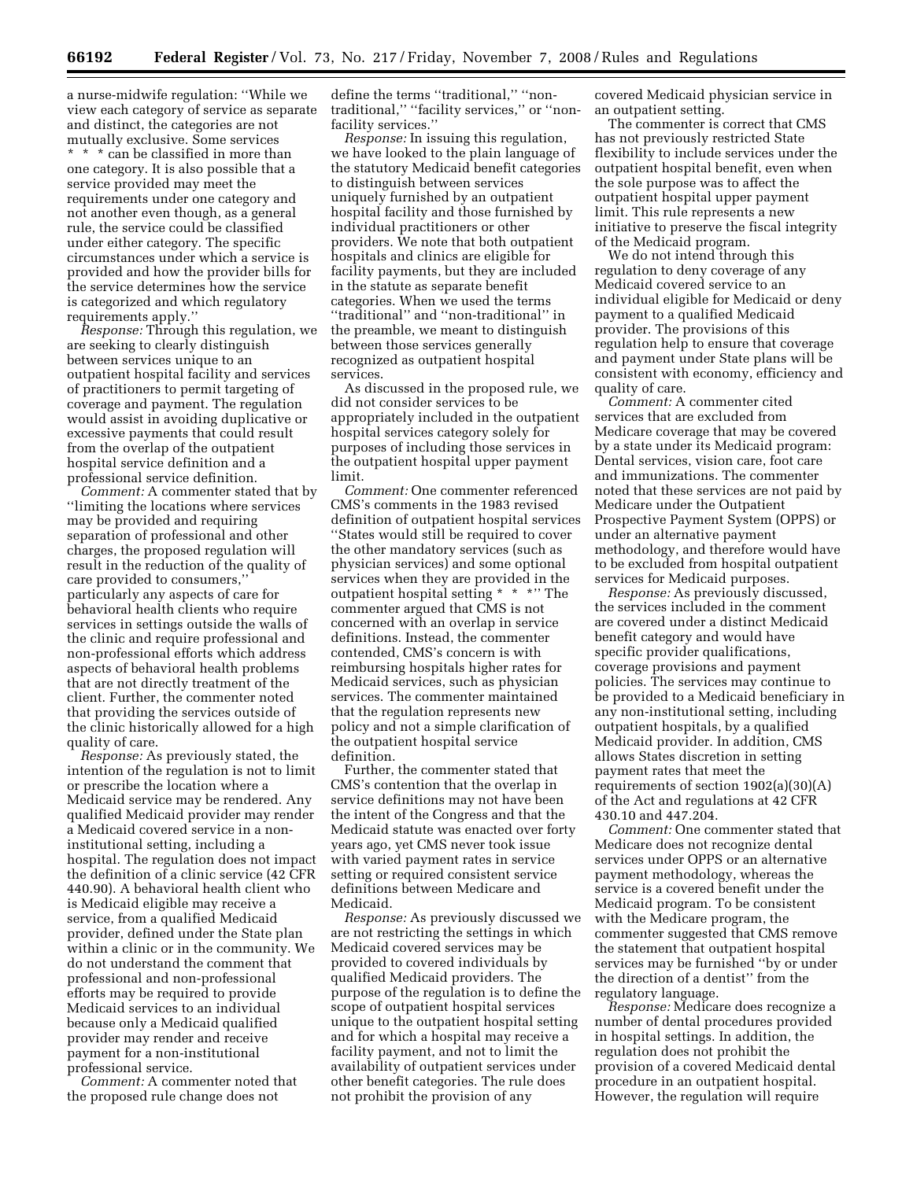a nurse-midwife regulation: "While we view each category of service as separate and distinct, the categories are not mutually exclusive. Some services * * * can be classified in more than one category. It is also possible that a service provided may meet the requirements under one category and not another even though, as a general rule, the service could be classified under either category. The specific circumstances under which a service is provided and how the provider bills for the service determines how the service is categorized and which regulatory requirements apply."

*Response:* Through this regulation, we are seeking to clearly distinguish between services unique to an outpatient hospital facility and services of practitioners to permit targeting of coverage and payment. The regulation would assist in avoiding duplicative or excessive payments that could result from the overlap of the outpatient hospital service definition and a professional service definition.

*Comment:* A commenter stated that by "limiting the locations where services may be provided and requiring separation of professional and other charges, the proposed regulation will result in the reduction of the quality of care provided to consumers," particularly any aspects of care for behavioral health clients who require services in settings outside the walls of the clinic and require professional and non-professional efforts which address aspects of behavioral health problems that are not directly treatment of the client. Further, the commenter noted that providing the services outside of the clinic historically allowed for a high quality of care.

*Response:* As previously stated, the intention of the regulation is not to limit or prescribe the location where a Medicaid service may be rendered. Any qualified Medicaid provider may render a Medicaid covered service in a non-institutional setting, including a hospital. The regulation does not impact the definition of a clinic service (42 CFR 440.90). A behavioral health client who is Medicaid eligible may receive a service, from a qualified Medicaid provider, defined under the State plan within a clinic or in the community. We do not understand the comment that professional and non-professional efforts may be required to provide Medicaid services to an individual because only a Medicaid qualified provider may render and receive payment for a non-institutional professional service.

*Comment:* A commenter noted that the proposed rule change does not define the terms "traditional," "non-traditional," "facility services," or "non-facility services."

*Response:* In issuing this regulation, we have looked to the plain language of the statutory Medicaid benefit categories to distinguish between services uniquely furnished by an outpatient hospital facility and those furnished by individual practitioners or other providers. We note that both outpatient hospitals and clinics are eligible for facility payments, but they are included in the statute as separate benefit categories. When we used the terms "traditional" and "non-traditional" in the preamble, we meant to distinguish between those services generally recognized as outpatient hospital services.

As discussed in the proposed rule, we did not consider services to be appropriately included in the outpatient hospital services category solely for purposes of including those services in the outpatient hospital upper payment limit.

*Comment:* One commenter referenced CMS's comments in the 1983 revised definition of outpatient hospital services "States would still be required to cover the other mandatory services (such as physician services) and some optional services when they are provided in the outpatient hospital setting * * *" The commenter argued that CMS is not concerned with an overlap in service definitions. Instead, the commenter contended, CMS's concern is with reimbursing hospitals higher rates for Medicaid services, such as physician services. The commenter maintained that the regulation represents new policy and not a simple clarification of the outpatient hospital service definition.

Further, the commenter stated that CMS's contention that the overlap in service definitions may not have been the intent of the Congress and that the Medicaid statute was enacted over forty years ago, yet CMS never took issue with varied payment rates in service setting or required consistent service definitions between Medicare and Medicaid.

*Response:* As previously discussed we are not restricting the settings in which Medicaid covered services may be provided to covered individuals by qualified Medicaid providers. The purpose of the regulation is to define the scope of outpatient hospital services unique to the outpatient hospital setting and for which a hospital may receive a facility payment, and not to limit the availability of outpatient services under other benefit categories. The rule does not prohibit the provision of any covered Medicaid physician service in an outpatient setting.

The commenter is correct that CMS has not previously restricted State flexibility to include services under the outpatient hospital benefit, even when the sole purpose was to affect the outpatient hospital upper payment limit. This rule represents a new initiative to preserve the fiscal integrity of the Medicaid program.

We do not intend through this regulation to deny coverage of any Medicaid covered service to an individual eligible for Medicaid or deny payment to a qualified Medicaid provider. The provisions of this regulation help to ensure that coverage and payment under State plans will be consistent with economy, efficiency and quality of care.

*Comment:* A commenter cited services that are excluded from Medicare coverage that may be covered by a state under its Medicaid program: Dental services, vision care, foot care and immunizations. The commenter noted that these services are not paid by Medicare under the Outpatient Prospective Payment System (OPPS) or under an alternative payment methodology, and therefore would have to be excluded from hospital outpatient services for Medicaid purposes.

*Response:* As previously discussed, the services included in the comment are covered under a distinct Medicaid benefit category and would have specific provider qualifications, coverage provisions and payment policies. The services may continue to be provided to a Medicaid beneficiary in any non-institutional setting, including outpatient hospitals, by a qualified Medicaid provider. In addition, CMS allows States discretion in setting payment rates that meet the requirements of section 1902(a)(30)(A) of the Act and regulations at 42 CFR 430.10 and 447.204.

*Comment:* One commenter stated that Medicare does not recognize dental services under OPPS or an alternative payment methodology, whereas the service is a covered benefit under the Medicaid program. To be consistent with the Medicare program, the commenter suggested that CMS remove the statement that outpatient hospital services may be furnished "by or under the direction of a dentist" from the regulatory language.

*Response:* Medicare does recognize a number of dental procedures provided in hospital settings. In addition, the regulation does not prohibit the provision of a covered Medicaid dental procedure in an outpatient hospital. However, the regulation will require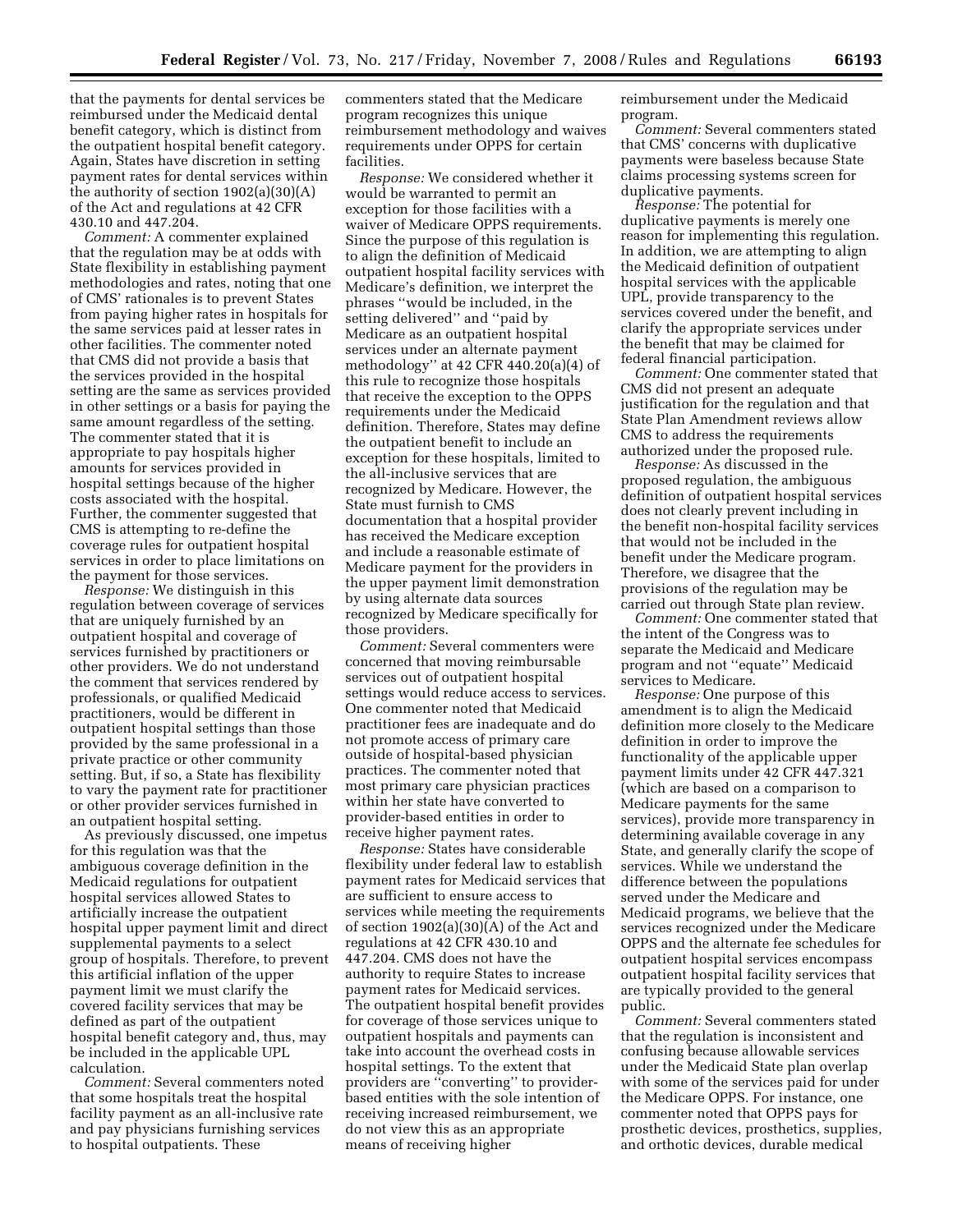that the payments for dental services be reimbursed under the Medicaid dental benefit category, which is distinct from the outpatient hospital benefit category. Again, States have discretion in setting payment rates for dental services within the authority of section 1902(a)(30)(A) of the Act and regulations at 42 CFR 430.10 and 447.204.

*Comment:* A commenter explained that the regulation may be at odds with State flexibility in establishing payment methodologies and rates, noting that one of CMS' rationales is to prevent States from paying higher rates in hospitals for the same services paid at lesser rates in other facilities. The commenter noted that CMS did not provide a basis that the services provided in the hospital setting are the same as services provided in other settings or a basis for paying the same amount regardless of the setting. The commenter stated that it is appropriate to pay hospitals higher amounts for services provided in hospital settings because of the higher costs associated with the hospital. Further, the commenter suggested that CMS is attempting to re-define the coverage rules for outpatient hospital services in order to place limitations on the payment for those services.

*Response:* We distinguish in this regulation between coverage of services that are uniquely furnished by an outpatient hospital and coverage of services furnished by practitioners or other providers. We do not understand the comment that services rendered by professionals, or qualified Medicaid practitioners, would be different in outpatient hospital settings than those provided by the same professional in a private practice or other community setting. But, if so, a State has flexibility to vary the payment rate for practitioner or other provider services furnished in an outpatient hospital setting.

As previously discussed, one impetus for this regulation was that the ambiguous coverage definition in the Medicaid regulations for outpatient hospital services allowed States to artificially increase the outpatient hospital upper payment limit and direct supplemental payments to a select group of hospitals. Therefore, to prevent this artificial inflation of the upper payment limit we must clarify the covered facility services that may be defined as part of the outpatient hospital benefit category and, thus, may be included in the applicable UPL calculation.

*Comment:* Several commenters noted that some hospitals treat the hospital facility payment as an all-inclusive rate and pay physicians furnishing services to hospital outpatients. These commenters stated that the Medicare program recognizes this unique reimbursement methodology and waives requirements under OPPS for certain facilities.

*Response:* We considered whether it would be warranted to permit an exception for those facilities with a waiver of Medicare OPPS requirements. Since the purpose of this regulation is to align the definition of Medicaid outpatient hospital facility services with Medicare's definition, we interpret the phrases ''would be included, in the setting delivered'' and ''paid by Medicare as an outpatient hospital services under an alternate payment methodology'' at 42 CFR 440.20(a)(4) of this rule to recognize those hospitals that receive the exception to the OPPS requirements under the Medicaid definition. Therefore, States may define the outpatient benefit to include an exception for these hospitals, limited to the all-inclusive services that are recognized by Medicare. However, the State must furnish to CMS documentation that a hospital provider has received the Medicare exception and include a reasonable estimate of Medicare payment for the providers in the upper payment limit demonstration by using alternate data sources recognized by Medicare specifically for those providers.

*Comment:* Several commenters were concerned that moving reimbursable services out of outpatient hospital settings would reduce access to services. One commenter noted that Medicaid practitioner fees are inadequate and do not promote access of primary care outside of hospital-based physician practices. The commenter noted that most primary care physician practices within her state have converted to provider-based entities in order to receive higher payment rates.

*Response:* States have considerable flexibility under federal law to establish payment rates for Medicaid services that are sufficient to ensure access to services while meeting the requirements of section 1902(a)(30)(A) of the Act and regulations at 42 CFR 430.10 and 447.204. CMS does not have the authority to require States to increase payment rates for Medicaid services. The outpatient hospital benefit provides for coverage of those services unique to outpatient hospitals and payments can take into account the overhead costs in hospital settings. To the extent that providers are ''converting'' to provider-based entities with the sole intention of receiving increased reimbursement, we do not view this as an appropriate means of receiving higher reimbursement under the Medicaid program.

*Comment:* Several commenters stated that CMS' concerns with duplicative payments were baseless because State claims processing systems screen for duplicative payments.

*Response:* The potential for duplicative payments is merely one reason for implementing this regulation. In addition, we are attempting to align the Medicaid definition of outpatient hospital services with the applicable UPL, provide transparency to the services covered under the benefit, and clarify the appropriate services under the benefit that may be claimed for federal financial participation.

*Comment:* One commenter stated that CMS did not present an adequate justification for the regulation and that State Plan Amendment reviews allow CMS to address the requirements authorized under the proposed rule.

*Response:* As discussed in the proposed regulation, the ambiguous definition of outpatient hospital services does not clearly prevent including in the benefit non-hospital facility services that would not be included in the benefit under the Medicare program. Therefore, we disagree that the provisions of the regulation may be carried out through State plan review.

*Comment:* One commenter stated that the intent of the Congress was to separate the Medicaid and Medicare program and not ''equate'' Medicaid services to Medicare.

*Response:* One purpose of this amendment is to align the Medicaid definition more closely to the Medicare definition in order to improve the functionality of the applicable upper payment limits under 42 CFR 447.321 (which are based on a comparison to Medicare payments for the same services), provide more transparency in determining available coverage in any State, and generally clarify the scope of services. While we understand the difference between the populations served under the Medicare and Medicaid programs, we believe that the services recognized under the Medicare OPPS and the alternate fee schedules for outpatient hospital services encompass outpatient hospital facility services that are typically provided to the general public.

*Comment:* Several commenters stated that the regulation is inconsistent and confusing because allowable services under the Medicaid State plan overlap with some of the services paid for under the Medicare OPPS. For instance, one commenter noted that OPPS pays for prosthetic devices, prosthetics, supplies, and orthotic devices, durable medical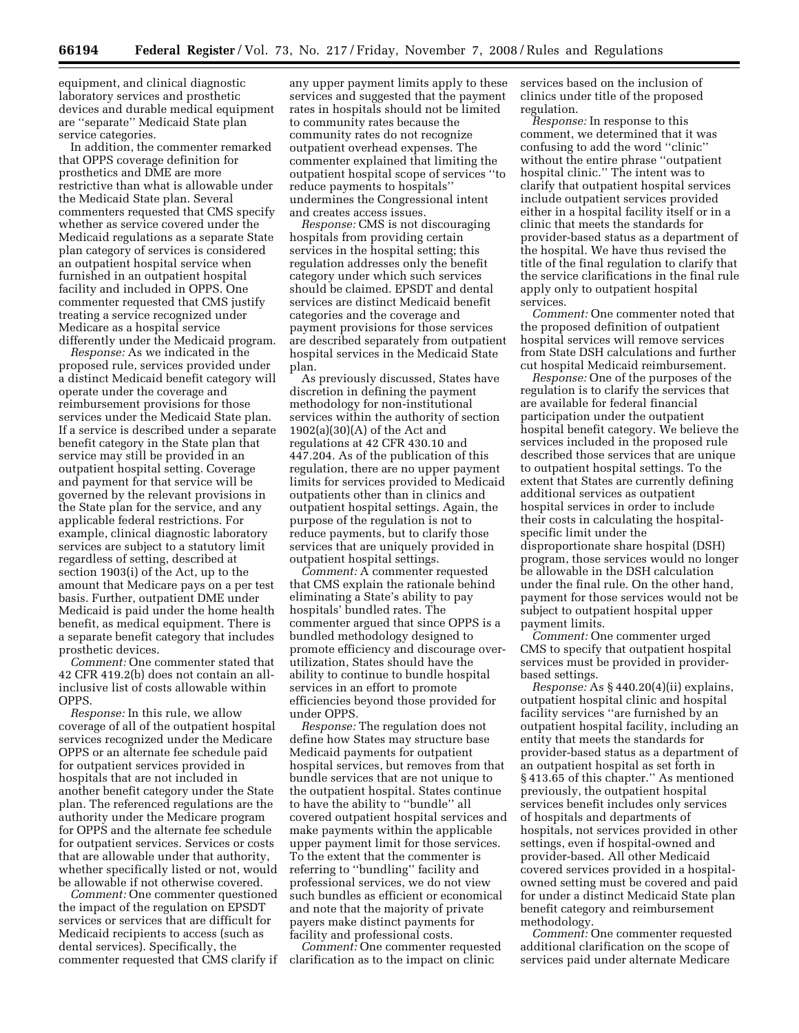equipment, and clinical diagnostic laboratory services and prosthetic devices and durable medical equipment are ''separate'' Medicaid State plan service categories.

In addition, the commenter remarked that OPPS coverage definition for prosthetics and DME are more restrictive than what is allowable under the Medicaid State plan. Several commenters requested that CMS specify whether as service covered under the Medicaid regulations as a separate State plan category of services is considered an outpatient hospital service when furnished in an outpatient hospital facility and included in OPPS. One commenter requested that CMS justify treating a service recognized under Medicare as a hospital service differently under the Medicaid program.

*Response:* As we indicated in the proposed rule, services provided under a distinct Medicaid benefit category will operate under the coverage and reimbursement provisions for those services under the Medicaid State plan. If a service is described under a separate benefit category in the State plan that service may still be provided in an outpatient hospital setting. Coverage and payment for that service will be governed by the relevant provisions in the State plan for the service, and any applicable federal restrictions. For example, clinical diagnostic laboratory services are subject to a statutory limit regardless of setting, described at section 1903(i) of the Act, up to the amount that Medicare pays on a per test basis. Further, outpatient DME under Medicaid is paid under the home health benefit, as medical equipment. There is a separate benefit category that includes prosthetic devices.

*Comment:* One commenter stated that 42 CFR 419.2(b) does not contain an all-inclusive list of costs allowable within OPPS.

*Response:* In this rule, we allow coverage of all of the outpatient hospital services recognized under the Medicare OPPS or an alternate fee schedule paid for outpatient services provided in hospitals that are not included in another benefit category under the State plan. The referenced regulations are the authority under the Medicare program for OPPS and the alternate fee schedule for outpatient services. Services or costs that are allowable under that authority, whether specifically listed or not, would be allowable if not otherwise covered.

*Comment:* One commenter questioned the impact of the regulation on EPSDT services or services that are difficult for Medicaid recipients to access (such as dental services). Specifically, the commenter requested that CMS clarify if any upper payment limits apply to these services and suggested that the payment rates in hospitals should not be limited to community rates because the community rates do not recognize outpatient overhead expenses. The commenter explained that limiting the outpatient hospital scope of services ''to reduce payments to hospitals'' undermines the Congressional intent and creates access issues.

*Response:* CMS is not discouraging hospitals from providing certain services in the hospital setting; this regulation addresses only the benefit category under which such services should be claimed. EPSDT and dental services are distinct Medicaid benefit categories and the coverage and payment provisions for those services are described separately from outpatient hospital services in the Medicaid State plan.

As previously discussed, States have discretion in defining the payment methodology for non-institutional services within the authority of section 1902(a)(30)(A) of the Act and regulations at 42 CFR 430.10 and 447.204. As of the publication of this regulation, there are no upper payment limits for services provided to Medicaid outpatients other than in clinics and outpatient hospital settings. Again, the purpose of the regulation is not to reduce payments, but to clarify those services that are uniquely provided in outpatient hospital settings.

*Comment:* A commenter requested that CMS explain the rationale behind eliminating a State's ability to pay hospitals' bundled rates. The commenter argued that since OPPS is a bundled methodology designed to promote efficiency and discourage over-utilization, States should have the ability to continue to bundle hospital services in an effort to promote efficiencies beyond those provided for under OPPS.

*Response:* The regulation does not define how States may structure base Medicaid payments for outpatient hospital services, but removes from that bundle services that are not unique to the outpatient hospital. States continue to have the ability to ''bundle'' all covered outpatient hospital services and make payments within the applicable upper payment limit for those services. To the extent that the commenter is referring to ''bundling'' facility and professional services, we do not view such bundles as efficient or economical and note that the majority of private payers make distinct payments for facility and professional costs.

*Comment:* One commenter requested clarification as to the impact on clinic services based on the inclusion of clinics under title of the proposed regulation.

*Response:* In response to this comment, we determined that it was confusing to add the word ''clinic'' without the entire phrase ''outpatient hospital clinic.'' The intent was to clarify that outpatient hospital services include outpatient services provided either in a hospital facility itself or in a clinic that meets the standards for provider-based status as a department of the hospital. We have thus revised the title of the final regulation to clarify that the service clarifications in the final rule apply only to outpatient hospital services.

*Comment:* One commenter noted that the proposed definition of outpatient hospital services will remove services from State DSH calculations and further cut hospital Medicaid reimbursement.

*Response:* One of the purposes of the regulation is to clarify the services that are available for federal financial participation under the outpatient hospital benefit category. We believe the services included in the proposed rule described those services that are unique to outpatient hospital settings. To the extent that States are currently defining additional services as outpatient hospital services in order to include their costs in calculating the hospital-specific limit under the disproportionate share hospital (DSH) program, those services would no longer be allowable in the DSH calculation under the final rule. On the other hand, payment for those services would not be subject to outpatient hospital upper payment limits.

*Comment:* One commenter urged CMS to specify that outpatient hospital services must be provided in provider-based settings.

*Response:* As § 440.20(4)(ii) explains, outpatient hospital clinic and hospital facility services ''are furnished by an outpatient hospital facility, including an entity that meets the standards for provider-based status as a department of an outpatient hospital as set forth in § 413.65 of this chapter.'' As mentioned previously, the outpatient hospital services benefit includes only services of hospitals and departments of hospitals, not services provided in other settings, even if hospital-owned and provider-based. All other Medicaid covered services provided in a hospital-owned setting must be covered and paid for under a distinct Medicaid State plan benefit category and reimbursement methodology.

*Comment:* One commenter requested additional clarification on the scope of services paid under alternate Medicare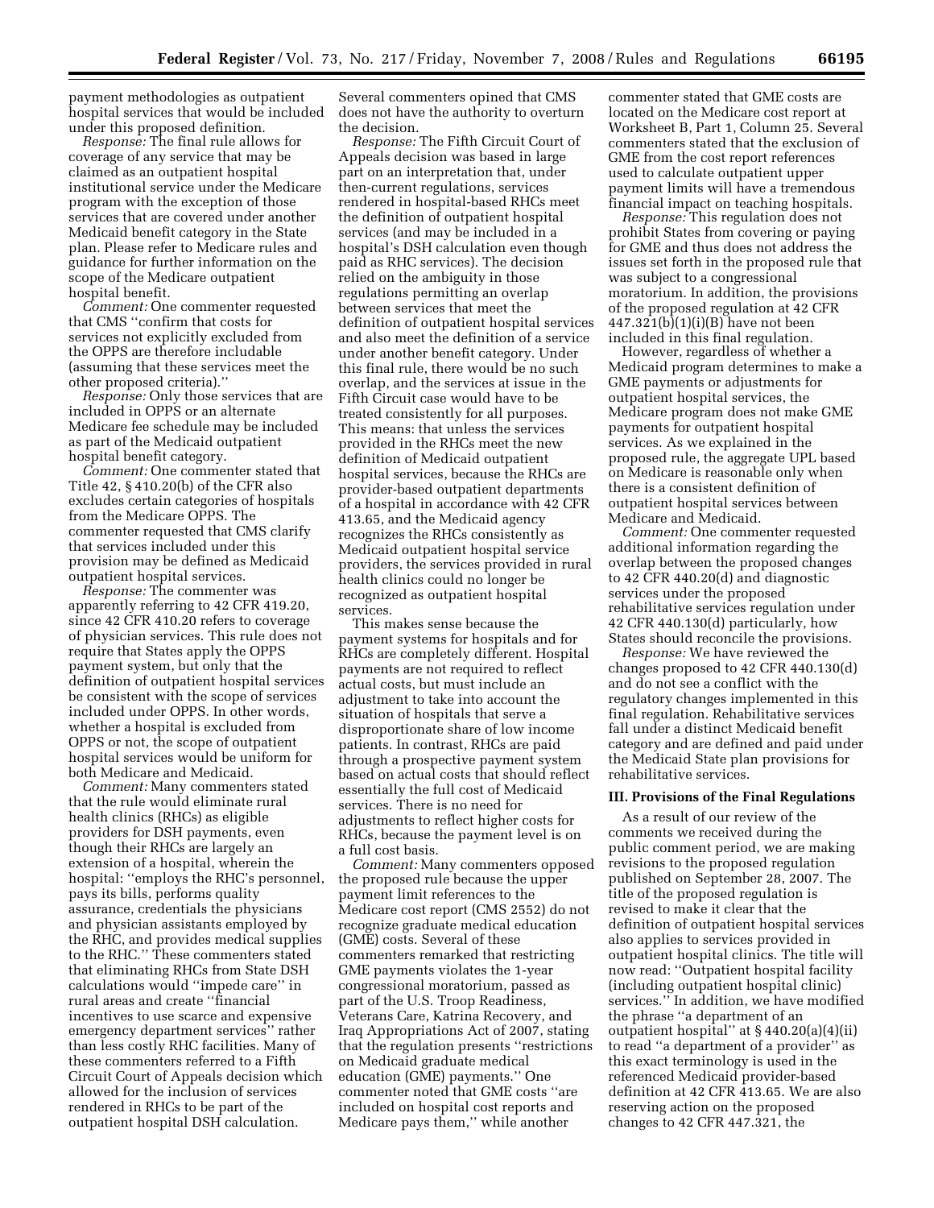payment methodologies as outpatient hospital services that would be included under this proposed definition.

*Response:* The final rule allows for coverage of any service that may be claimed as an outpatient hospital institutional service under the Medicare program with the exception of those services that are covered under another Medicaid benefit category in the State plan. Please refer to Medicare rules and guidance for further information on the scope of the Medicare outpatient hospital benefit.

*Comment:* One commenter requested that CMS ''confirm that costs for services not explicitly excluded from the OPPS are therefore includable (assuming that these services meet the other proposed criteria).''

*Response:* Only those services that are included in OPPS or an alternate Medicare fee schedule may be included as part of the Medicaid outpatient hospital benefit category.

*Comment:* One commenter stated that Title 42, § 410.20(b) of the CFR also excludes certain categories of hospitals from the Medicare OPPS. The commenter requested that CMS clarify that services included under this provision may be defined as Medicaid outpatient hospital services.

*Response:* The commenter was apparently referring to 42 CFR 419.20, since 42 CFR 410.20 refers to coverage of physician services. This rule does not require that States apply the OPPS payment system, but only that the definition of outpatient hospital services be consistent with the scope of services included under OPPS. In other words, whether a hospital is excluded from OPPS or not, the scope of outpatient hospital services would be uniform for both Medicare and Medicaid.

*Comment:* Many commenters stated that the rule would eliminate rural health clinics (RHCs) as eligible providers for DSH payments, even though their RHCs are largely an extension of a hospital, wherein the hospital: ''employs the RHC's personnel, pays its bills, performs quality assurance, credentials the physicians and physician assistants employed by the RHC, and provides medical supplies to the RHC.'' These commenters stated that eliminating RHCs from State DSH calculations would ''impede care'' in rural areas and create ''financial incentives to use scarce and expensive emergency department services'' rather than less costly RHC facilities. Many of these commenters referred to a Fifth Circuit Court of Appeals decision which allowed for the inclusion of services rendered in RHCs to be part of the outpatient hospital DSH calculation. Several commenters opined that CMS does not have the authority to overturn the decision.

*Response:* The Fifth Circuit Court of Appeals decision was based in large part on an interpretation that, under then-current regulations, services rendered in hospital-based RHCs meet the definition of outpatient hospital services (and may be included in a hospital's DSH calculation even though paid as RHC services). The decision relied on the ambiguity in those regulations permitting an overlap between services that meet the definition of outpatient hospital services and also meet the definition of a service under another benefit category. Under this final rule, there would be no such overlap, and the services at issue in the Fifth Circuit case would have to be treated consistently for all purposes. This means: that unless the services provided in the RHCs meet the new definition of Medicaid outpatient hospital services, because the RHCs are provider-based outpatient departments of a hospital in accordance with 42 CFR 413.65, and the Medicaid agency recognizes the RHCs consistently as Medicaid outpatient hospital service providers, the services provided in rural health clinics could no longer be recognized as outpatient hospital services.

This makes sense because the payment systems for hospitals and for RHCs are completely different. Hospital payments are not required to reflect actual costs, but must include an adjustment to take into account the situation of hospitals that serve a disproportionate share of low income patients. In contrast, RHCs are paid through a prospective payment system based on actual costs that should reflect essentially the full cost of Medicaid services. There is no need for adjustments to reflect higher costs for RHCs, because the payment level is on a full cost basis.

*Comment:* Many commenters opposed the proposed rule because the upper payment limit references to the Medicare cost report (CMS 2552) do not recognize graduate medical education (GME) costs. Several of these commenters remarked that restricting GME payments violates the 1-year congressional moratorium, passed as part of the U.S. Troop Readiness, Veterans Care, Katrina Recovery, and Iraq Appropriations Act of 2007, stating that the regulation presents ''restrictions on Medicaid graduate medical education (GME) payments.'' One commenter noted that GME costs ''are included on hospital cost reports and Medicare pays them,'' while another commenter stated that GME costs are located on the Medicare cost report at Worksheet B, Part 1, Column 25. Several commenters stated that the exclusion of GME from the cost report references used to calculate outpatient upper payment limits will have a tremendous financial impact on teaching hospitals.

*Response:* This regulation does not prohibit States from covering or paying for GME and thus does not address the issues set forth in the proposed rule that was subject to a congressional moratorium. In addition, the provisions of the proposed regulation at 42 CFR 447.321(b)(1)(i)(B) have not been included in this final regulation.

However, regardless of whether a Medicaid program determines to make a GME payments or adjustments for outpatient hospital services, the Medicare program does not make GME payments for outpatient hospital services. As we explained in the proposed rule, the aggregate UPL based on Medicare is reasonable only when there is a consistent definition of outpatient hospital services between Medicare and Medicaid.

*Comment:* One commenter requested additional information regarding the overlap between the proposed changes to 42 CFR 440.20(d) and diagnostic services under the proposed rehabilitative services regulation under 42 CFR 440.130(d) particularly, how States should reconcile the provisions.

*Response:* We have reviewed the changes proposed to 42 CFR 440.130(d) and do not see a conflict with the regulatory changes implemented in this final regulation. Rehabilitative services fall under a distinct Medicaid benefit category and are defined and paid under the Medicaid State plan provisions for rehabilitative services.

### III. Provisions of the Final Regulations

As a result of our review of the comments we received during the public comment period, we are making revisions to the proposed regulation published on September 28, 2007. The title of the proposed regulation is revised to make it clear that the definition of outpatient hospital services also applies to services provided in outpatient hospital clinics. The title will now read: ''Outpatient hospital facility (including outpatient hospital clinic) services.'' In addition, we have modified the phrase ''a department of an outpatient hospital'' at § 440.20(a)(4)(ii) to read ''a department of a provider'' as this exact terminology is used in the referenced Medicaid provider-based definition at 42 CFR 413.65. We are also reserving action on the proposed changes to 42 CFR 447.321, the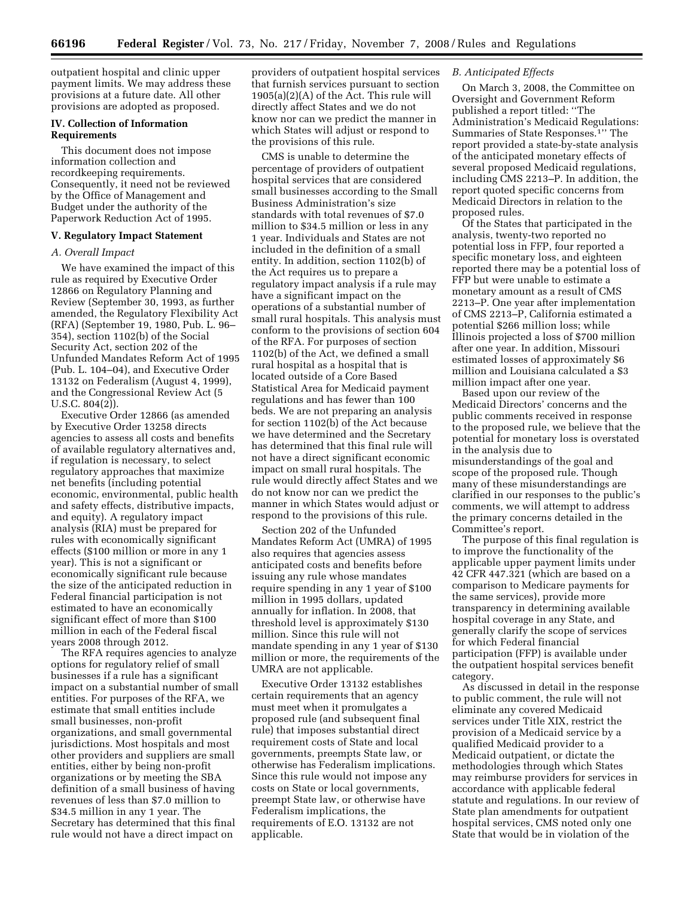outpatient hospital and clinic upper payment limits. We may address these provisions at a future date. All other provisions are adopted as proposed.

## IV. Collection of Information Requirements

This document does not impose information collection and recordkeeping requirements. Consequently, it need not be reviewed by the Office of Management and Budget under the authority of the Paperwork Reduction Act of 1995.

## V. Regulatory Impact Statement

### *A. Overall Impact*

We have examined the impact of this rule as required by Executive Order 12866 on Regulatory Planning and Review (September 30, 1993, as further amended, the Regulatory Flexibility Act (RFA) (September 19, 1980, Pub. L. 96–354), section 1102(b) of the Social Security Act, section 202 of the Unfunded Mandates Reform Act of 1995 (Pub. L. 104–04), and Executive Order 13132 on Federalism (August 4, 1999), and the Congressional Review Act (5 U.S.C. 804(2)).

Executive Order 12866 (as amended by Executive Order 13258 directs agencies to assess all costs and benefits of available regulatory alternatives and, if regulation is necessary, to select regulatory approaches that maximize net benefits (including potential economic, environmental, public health and safety effects, distributive impacts, and equity). A regulatory impact analysis (RIA) must be prepared for rules with economically significant effects ($100 million or more in any 1 year). This is not a significant or economically significant rule because the size of the anticipated reduction in Federal financial participation is not estimated to have an economically significant effect of more than $100 million in each of the Federal fiscal years 2008 through 2012.

The RFA requires agencies to analyze options for regulatory relief of small businesses if a rule has a significant impact on a substantial number of small entities. For purposes of the RFA, we estimate that small entities include small businesses, non-profit organizations, and small governmental jurisdictions. Most hospitals and most other providers and suppliers are small entities, either by being non-profit organizations or by meeting the SBA definition of a small business of having revenues of less than $7.0 million to $34.5 million in any 1 year. The Secretary has determined that this final rule would not have a direct impact on providers of outpatient hospital services that furnish services pursuant to section 1905(a)(2)(A) of the Act. This rule will directly affect States and we do not know nor can we predict the manner in which States will adjust or respond to the provisions of this rule.

CMS is unable to determine the percentage of providers of outpatient hospital services that are considered small businesses according to the Small Business Administration's size standards with total revenues of $7.0 million to $34.5 million or less in any 1 year. Individuals and States are not included in the definition of a small entity. In addition, section 1102(b) of the Act requires us to prepare a regulatory impact analysis if a rule may have a significant impact on the operations of a substantial number of small rural hospitals. This analysis must conform to the provisions of section 604 of the RFA. For purposes of section 1102(b) of the Act, we defined a small rural hospital as a hospital that is located outside of a Core Based Statistical Area for Medicaid payment regulations and has fewer than 100 beds. We are not preparing an analysis for section 1102(b) of the Act because we have determined and the Secretary has determined that this final rule will not have a direct significant economic impact on small rural hospitals. The rule would directly affect States and we do not know nor can we predict the manner in which States would adjust or respond to the provisions of this rule.

Section 202 of the Unfunded Mandates Reform Act (UMRA) of 1995 also requires that agencies assess anticipated costs and benefits before issuing any rule whose mandates require spending in any 1 year of $100 million in 1995 dollars, updated annually for inflation. In 2008, that threshold level is approximately $130 million. Since this rule will not mandate spending in any 1 year of $130 million or more, the requirements of the UMRA are not applicable.

Executive Order 13132 establishes certain requirements that an agency must meet when it promulgates a proposed rule (and subsequent final rule) that imposes substantial direct requirement costs of State and local governments, preempts State law, or otherwise has Federalism implications. Since this rule would not impose any costs on State or local governments, preempt State law, or otherwise have Federalism implications, the requirements of E.O. 13132 are not applicable.

### *B. Anticipated Effects*

On March 3, 2008, the Committee on Oversight and Government Reform published a report titled: ''The Administration's Medicaid Regulations: Summaries of State Responses.[1]'' The report provided a state-by-state analysis of the anticipated monetary effects of several proposed Medicaid regulations, including CMS 2213–P. In addition, the report quoted specific concerns from Medicaid Directors in relation to the proposed rules.

Of the States that participated in the analysis, twenty-two reported no potential loss in FFP, four reported a specific monetary loss, and eighteen reported there may be a potential loss of FFP but were unable to estimate a monetary amount as a result of CMS 2213–P. One year after implementation of CMS 2213–P, California estimated a potential $266 million loss; while Illinois projected a loss of $700 million after one year. In addition, Missouri estimated losses of approximately $6 million and Louisiana calculated a $3 million impact after one year.

Based upon our review of the Medicaid Directors' concerns and the public comments received in response to the proposed rule, we believe that the potential for monetary loss is overstated in the analysis due to misunderstandings of the goal and scope of the proposed rule. Though many of these misunderstandings are clarified in our responses to the public's comments, we will attempt to address the primary concerns detailed in the Committee's report.

The purpose of this final regulation is to improve the functionality of the applicable upper payment limits under 42 CFR 447.321 (which are based on a comparison to Medicare payments for the same services), provide more transparency in determining available hospital coverage in any State, and generally clarify the scope of services for which Federal financial participation (FFP) is available under the outpatient hospital services benefit category.

As discussed in detail in the response to public comment, the rule will not eliminate any covered Medicaid services under Title XIX, restrict the provision of a Medicaid service by a qualified Medicaid provider to a Medicaid outpatient, or dictate the methodologies through which States may reimburse providers for services in accordance with applicable federal statute and regulations. In our review of State plan amendments for outpatient hospital services, CMS noted only one State that would be in violation of the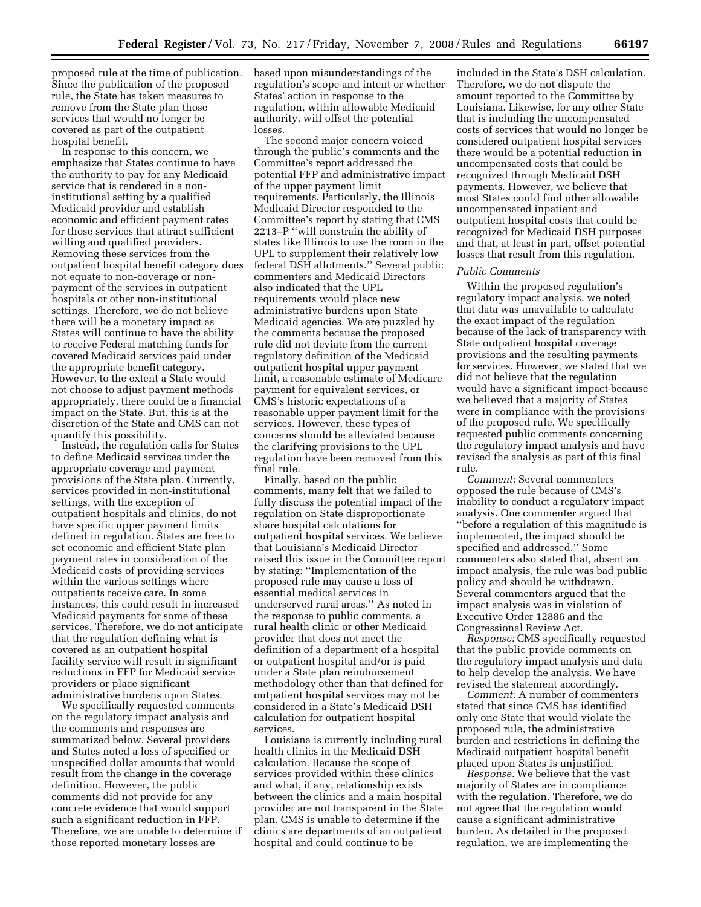proposed rule at the time of publication. Since the publication of the proposed rule, the State has taken measures to remove from the State plan those services that would no longer be covered as part of the outpatient hospital benefit.

In response to this concern, we emphasize that States continue to have the authority to pay for any Medicaid service that is rendered in a non-institutional setting by a qualified Medicaid provider and establish economic and efficient payment rates for those services that attract sufficient willing and qualified providers. Removing these services from the outpatient hospital benefit category does not equate to non-coverage or non-payment of the services in outpatient hospitals or other non-institutional settings. Therefore, we do not believe there will be a monetary impact as States will continue to have the ability to receive Federal matching funds for covered Medicaid services paid under the appropriate benefit category. However, to the extent a State would not choose to adjust payment methods appropriately, there could be a financial impact on the State. But, this is at the discretion of the State and CMS can not quantify this possibility.

Instead, the regulation calls for States to define Medicaid services under the appropriate coverage and payment provisions of the State plan. Currently, services provided in non-institutional settings, with the exception of outpatient hospitals and clinics, do not have specific upper payment limits defined in regulation. States are free to set economic and efficient State plan payment rates in consideration of the Medicaid costs of providing services within the various settings where outpatients receive care. In some instances, this could result in increased Medicaid payments for some of these services. Therefore, we do not anticipate that the regulation defining what is covered as an outpatient hospital facility service will result in significant reductions in FFP for Medicaid service providers or place significant administrative burdens upon States.

We specifically requested comments on the regulatory impact analysis and the comments and responses are summarized below. Several providers and States noted a loss of specified or unspecified dollar amounts that would result from the change in the coverage definition. However, the public comments did not provide for any concrete evidence that would support such a significant reduction in FFP. Therefore, we are unable to determine if those reported monetary losses are based upon misunderstandings of the regulation's scope and intent or whether States' action in response to the regulation, within allowable Medicaid authority, will offset the potential losses.

The second major concern voiced through the public's comments and the Committee's report addressed the potential FFP and administrative impact of the upper payment limit requirements. Particularly, the Illinois Medicaid Director responded to the Committee's report by stating that CMS 2213–P ''will constrain the ability of states like Illinois to use the room in the UPL to supplement their relatively low federal DSH allotments.'' Several public commenters and Medicaid Directors also indicated that the UPL requirements would place new administrative burdens upon State Medicaid agencies. We are puzzled by the comments because the proposed rule did not deviate from the current regulatory definition of the Medicaid outpatient hospital upper payment limit, a reasonable estimate of Medicare payment for equivalent services, or CMS's historic expectations of a reasonable upper payment limit for the services. However, these types of concerns should be alleviated because the clarifying provisions to the UPL regulation have been removed from this final rule.

Finally, based on the public comments, many felt that we failed to fully discuss the potential impact of the regulation on State disproportionate share hospital calculations for outpatient hospital services. We believe that Louisiana's Medicaid Director raised this issue in the Committee report by stating: ''Implementation of the proposed rule may cause a loss of essential medical services in underserved rural areas.'' As noted in the response to public comments, a rural health clinic or other Medicaid provider that does not meet the definition of a department of a hospital or outpatient hospital and/or is paid under a State plan reimbursement methodology other than that defined for outpatient hospital services may not be considered in a State's Medicaid DSH calculation for outpatient hospital services.

Louisiana is currently including rural health clinics in the Medicaid DSH calculation. Because the scope of services provided within these clinics and what, if any, relationship exists between the clinics and a main hospital provider are not transparent in the State plan, CMS is unable to determine if the clinics are departments of an outpatient hospital and could continue to be included in the State's DSH calculation. Therefore, we do not dispute the amount reported to the Committee by Louisiana. Likewise, for any other State that is including the uncompensated costs of services that would no longer be considered outpatient hospital services there would be a potential reduction in uncompensated costs that could be recognized through Medicaid DSH payments. However, we believe that most States could find other allowable uncompensated inpatient and outpatient hospital costs that could be recognized for Medicaid DSH purposes and that, at least in part, offset potential losses that result from this regulation.

*Public Comments*

Within the proposed regulation's regulatory impact analysis, we noted that data was unavailable to calculate the exact impact of the regulation because of the lack of transparency with State outpatient hospital coverage provisions and the resulting payments for services. However, we stated that we did not believe that the regulation would have a significant impact because we believed that a majority of States were in compliance with the provisions of the proposed rule. We specifically requested public comments concerning the regulatory impact analysis and have revised the analysis as part of this final rule.

*Comment:* Several commenters opposed the rule because of CMS's inability to conduct a regulatory impact analysis. One commenter argued that ''before a regulation of this magnitude is implemented, the impact should be specified and addressed.'' Some commenters also stated that, absent an impact analysis, the rule was bad public policy and should be withdrawn. Several commenters argued that the impact analysis was in violation of Executive Order 12886 and the Congressional Review Act.

*Response:* CMS specifically requested that the public provide comments on the regulatory impact analysis and data to help develop the analysis. We have revised the statement accordingly.

*Comment:* A number of commenters stated that since CMS has identified only one State that would violate the proposed rule, the administrative burden and restrictions in defining the Medicaid outpatient hospital benefit placed upon States is unjustified.

*Response:* We believe that the vast majority of States are in compliance with the regulation. Therefore, we do not agree that the regulation would cause a significant administrative burden. As detailed in the proposed regulation, we are implementing the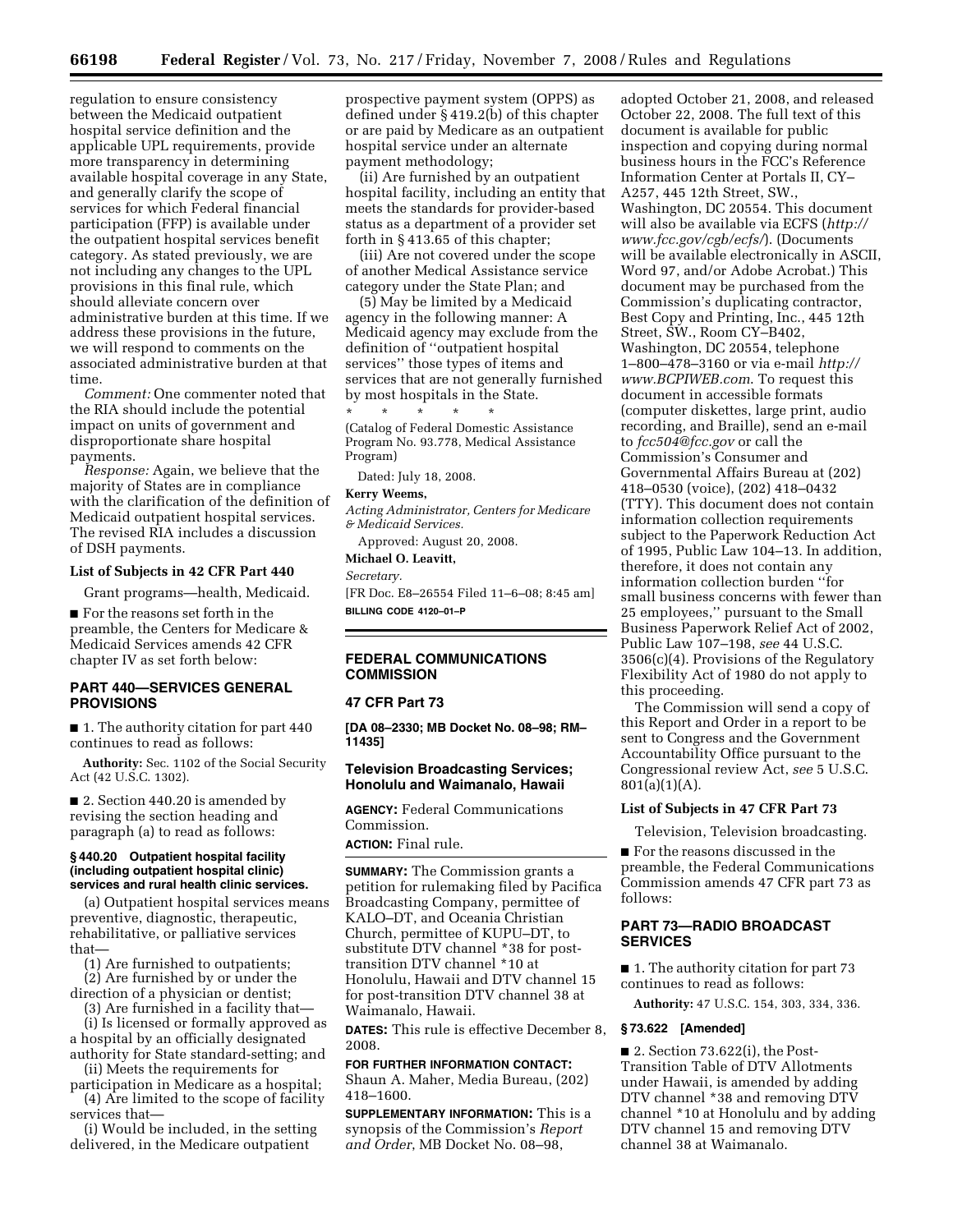regulation to ensure consistency between the Medicaid outpatient hospital service definition and the applicable UPL requirements, provide more transparency in determining available hospital coverage in any State, and generally clarify the scope of services for which Federal financial participation (FFP) is available under the outpatient hospital services benefit category. As stated previously, we are not including any changes to the UPL provisions in this final rule, which should alleviate concern over administrative burden at this time. If we address these provisions in the future, we will respond to comments on the associated administrative burden at that time.

*Comment:* One commenter noted that the RIA should include the potential impact on units of government and disproportionate share hospital payments.

*Response:* Again, we believe that the majority of States are in compliance with the clarification of the definition of Medicaid outpatient hospital services. The revised RIA includes a discussion of DSH payments.

**List of Subjects in 42 CFR Part 440**

Grant programs—health, Medicaid.

■ For the reasons set forth in the preamble, the Centers for Medicare & Medicaid Services amends 42 CFR chapter IV as set forth below:

## PART 440—SERVICES GENERAL PROVISIONS

■ 1. The authority citation for part 440 continues to read as follows:

**Authority:** Sec. 1102 of the Social Security Act (42 U.S.C. 1302).

■ 2. Section 440.20 is amended by revising the section heading and paragraph (a) to read as follows:

**§ 440.20 Outpatient hospital facility (including outpatient hospital clinic) services and rural health clinic services.**

(a) Outpatient hospital services means preventive, diagnostic, therapeutic, rehabilitative, or palliative services that—

(1) Are furnished to outpatients;

(2) Are furnished by or under the direction of a physician or dentist;

(3) Are furnished in a facility that—

(i) Is licensed or formally approved as a hospital by an officially designated authority for State standard-setting; and

(ii) Meets the requirements for participation in Medicare as a hospital;

(4) Are limited to the scope of facility services that—

(i) Would be included, in the setting delivered, in the Medicare outpatient prospective payment system (OPPS) as defined under § 419.2(b) of this chapter or are paid by Medicare as an outpatient hospital service under an alternate payment methodology;

(ii) Are furnished by an outpatient hospital facility, including an entity that meets the standards for provider-based status as a department of a provider set forth in § 413.65 of this chapter;

(iii) Are not covered under the scope of another Medical Assistance service category under the State Plan; and

(5) May be limited by a Medicaid agency in the following manner: A Medicaid agency may exclude from the definition of "outpatient hospital services" those types of items and services that are not generally furnished by most hospitals in the State.

\* \* \* \* \*

(Catalog of Federal Domestic Assistance Program No. 93.778, Medical Assistance Program)

Dated: July 18, 2008.

**Kerry Weems,**

*Acting Administrator, Centers for Medicare & Medicaid Services.*

Approved: August 20, 2008.

**Michael O. Leavitt,**

*Secretary.*

[FR Doc. E8–26554 Filed 11–6–08; 8:45 am]

**BILLING CODE 4120–01–P**

---

## FEDERAL COMMUNICATIONS COMMISSION

**47 CFR Part 73**

**[DA 08–2330; MB Docket No. 08–98; RM–11435]**

### Television Broadcasting Services; Honolulu and Waimanalo, Hawaii

**AGENCY:** Federal Communications Commission.

**ACTION:** Final rule.

**SUMMARY:** The Commission grants a petition for rulemaking filed by Pacifica Broadcasting Company, permittee of KALO–DT, and Oceania Christian Church, permittee of KUPU–DT, to substitute DTV channel *38 for post-transition DTV channel *10 at Honolulu, Hawaii and DTV channel 15 for post-transition DTV channel 38 at Waimanalo, Hawaii.

**DATES:** This rule is effective December 8, 2008.

**FOR FURTHER INFORMATION CONTACT:** Shaun A. Maher, Media Bureau, (202) 418–1600.

**SUPPLEMENTARY INFORMATION:** This is a synopsis of the Commission's *Report and Order*, MB Docket No. 08–98, adopted October 21, 2008, and released October 22, 2008. The full text of this document is available for public inspection and copying during normal business hours in the FCC's Reference Information Center at Portals II, CY–A257, 445 12th Street, SW., Washington, DC 20554. This document will also be available via ECFS (*http://www.fcc.gov/cgb/ecfs/*). (Documents will be available electronically in ASCII, Word 97, and/or Adobe Acrobat.) This document may be purchased from the Commission's duplicating contractor, Best Copy and Printing, Inc., 445 12th Street, SW., Room CY–B402, Washington, DC 20554, telephone 1–800–478–3160 or via e-mail *http://www.BCPIWEB.com*. To request this document in accessible formats (computer diskettes, large print, audio recording, and Braille), send an e-mail to *fcc504@fcc.gov* or call the Commission's Consumer and Governmental Affairs Bureau at (202) 418–0530 (voice), (202) 418–0432 (TTY). This document does not contain information collection requirements subject to the Paperwork Reduction Act of 1995, Public Law 104–13. In addition, therefore, it does not contain any information collection burden "for small business concerns with fewer than 25 employees," pursuant to the Small Business Paperwork Relief Act of 2002, Public Law 107–198, *see* 44 U.S.C. 3506(c)(4). Provisions of the Regulatory Flexibility Act of 1980 do not apply to this proceeding.

The Commission will send a copy of this Report and Order in a report to be sent to Congress and the Government Accountability Office pursuant to the Congressional review Act, *see* 5 U.S.C. 801(a)(1)(A).

**List of Subjects in 47 CFR Part 73**

Television, Television broadcasting.

■ For the reasons discussed in the preamble, the Federal Communications Commission amends 47 CFR part 73 as follows:

## PART 73—RADIO BROADCAST SERVICES

■ 1. The authority citation for part 73 continues to read as follows:

**Authority:** 47 U.S.C. 154, 303, 334, 336.

**§ 73.622 [Amended]**

■ 2. Section 73.622(i), the Post-Transition Table of DTV Allotments under Hawaii, is amended by adding DTV channel *38 and removing DTV channel *10 at Honolulu and by adding DTV channel 15 and removing DTV channel 38 at Waimanalo.